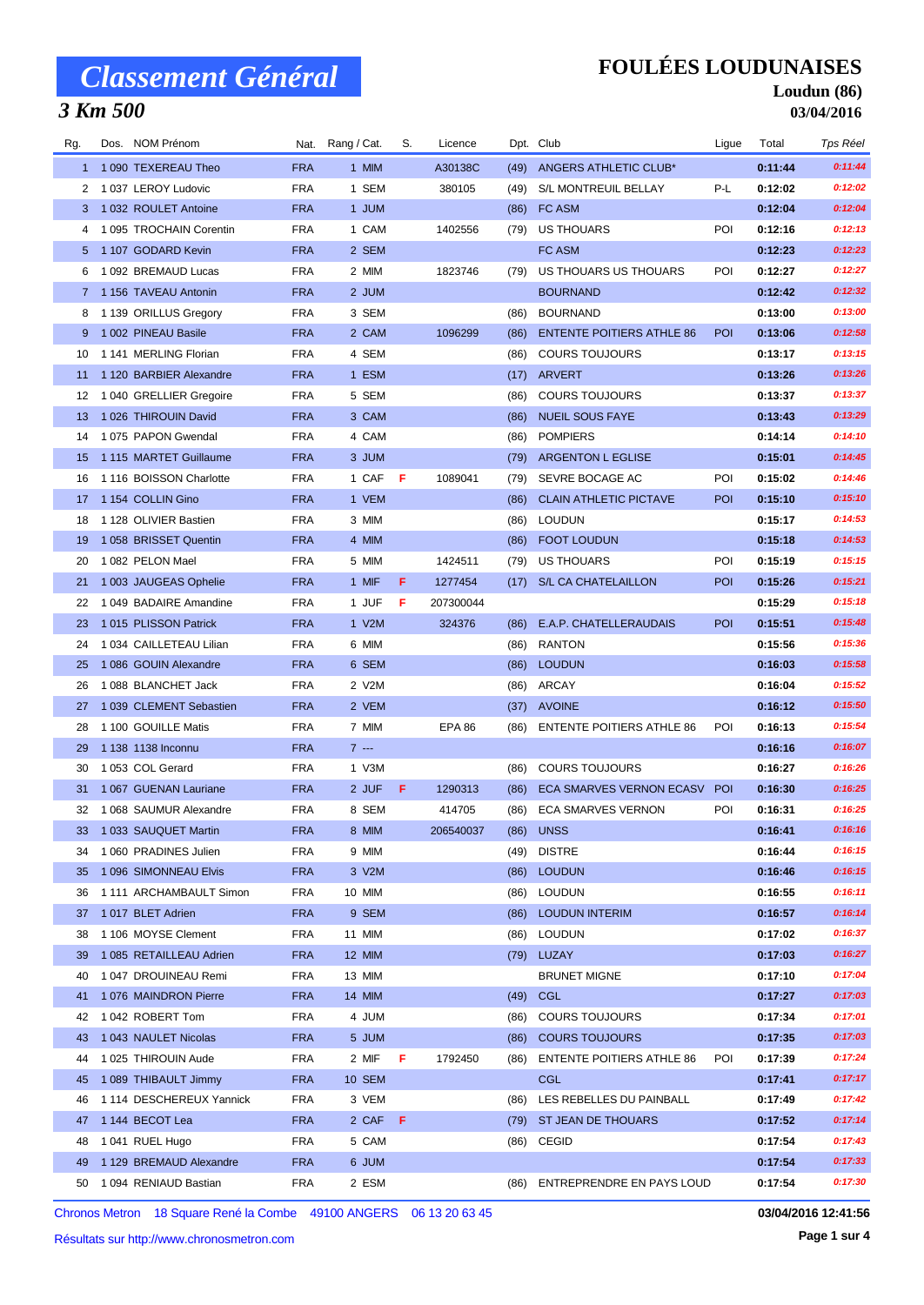# Classement Général

## 3 Km 500

# FOULÉES LOUDUNAISES

**Loudun (86)**

**03/04/2016**

| Rg. | Dos. | NOM Prénom | Nat. | Rang / Cat. | S. | Licence | Dpt. | Club | Ligue | Total | Tps Réel |
|---|---|---|---|---|---|---|---|---|---|---|---|
| 1 | 1 090 | TEXEREAU Theo | FRA | 1 MIM | | A30138C | (49) | ANGERS ATHLETIC CLUB* | | **0:11:44** | *0:11:44* |
| 2 | 1 037 | LEROY Ludovic | FRA | 1 SEM | | 380105 | (49) | S/L MONTREUIL BELLAY | P-L | **0:12:02** | *0:12:02* |
| 3 | 1 032 | ROULET Antoine | FRA | 1 JUM | | | (86) | FC ASM | | **0:12:04** | *0:12:04* |
| 4 | 1 095 | TROCHAIN Corentin | FRA | 1 CAM | | 1402556 | (79) | US THOUARS | POI | **0:12:16** | *0:12:13* |
| 5 | 1 107 | GODARD Kevin | FRA | 2 SEM | | | | FC ASM | | **0:12:23** | *0:12:23* |
| 6 | 1 092 | BREMAUD Lucas | FRA | 2 MIM | | 1823746 | (79) | US THOUARS US THOUARS | POI | **0:12:27** | *0:12:27* |
| 7 | 1 156 | TAVEAU Antonin | FRA | 2 JUM | | | | BOURNAND | | **0:12:42** | *0:12:32* |
| 8 | 1 139 | ORILLUS Gregory | FRA | 3 SEM | | | (86) | BOURNAND | | **0:13:00** | *0:13:00* |
| 9 | 1 002 | PINEAU Basile | FRA | 2 CAM | | 1096299 | (86) | ENTENTE POITIERS ATHLE 86 | POI | **0:13:06** | *0:12:58* |
| 10 | 1 141 | MERLING Florian | FRA | 4 SEM | | | (86) | COURS TOUJOURS | | **0:13:17** | *0:13:15* |
| 11 | 1 120 | BARBIER Alexandre | FRA | 1 ESM | | | (17) | ARVERT | | **0:13:26** | *0:13:26* |
| 12 | 1 040 | GRELLIER Gregoire | FRA | 5 SEM | | | (86) | COURS TOUJOURS | | **0:13:37** | *0:13:37* |
| 13 | 1 026 | THIROUIN David | FRA | 3 CAM | | | (86) | NUEIL SOUS FAYE | | **0:13:43** | *0:13:29* |
| 14 | 1 075 | PAPON Gwendal | FRA | 4 CAM | | | (86) | POMPIERS | | **0:14:14** | *0:14:10* |
| 15 | 1 115 | MARTET Guillaume | FRA | 3 JUM | | | (79) | ARGENTON L EGLISE | | **0:15:01** | *0:14:45* |
| 16 | 1 116 | BOISSON Charlotte | FRA | 1 CAF | F | 1089041 | (79) | SEVRE BOCAGE AC | POI | **0:15:02** | *0:14:46* |
| 17 | 1 154 | COLLIN Gino | FRA | 1 VEM | | | (86) | CLAIN ATHLETIC PICTAVE | POI | **0:15:10** | *0:15:10* |
| 18 | 1 128 | OLIVIER Bastien | FRA | 3 MIM | | | (86) | LOUDUN | | **0:15:17** | *0:14:53* |
| 19 | 1 058 | BRISSET Quentin | FRA | 4 MIM | | | (86) | FOOT LOUDUN | | **0:15:18** | *0:14:53* |
| 20 | 1 082 | PELON Mael | FRA | 5 MIM | | 1424511 | (79) | US THOUARS | POI | **0:15:19** | *0:15:15* |
| 21 | 1 003 | JAUGEAS Ophelie | FRA | 1 MIF | F | 1277454 | (17) | S/L CA CHATELAILLON | POI | **0:15:26** | *0:15:21* |
| 22 | 1 049 | BADAIRE Amandine | FRA | 1 JUF | F | 207300044 | | | | **0:15:29** | *0:15:18* |
| 23 | 1 015 | PLISSON Patrick | FRA | 1 V2M | | 324376 | (86) | E.A.P. CHATELLERAUDAIS | POI | **0:15:51** | *0:15:48* |
| 24 | 1 034 | CAILLETEAU Lilian | FRA | 6 MIM | | | (86) | RANTON | | **0:15:56** | *0:15:36* |
| 25 | 1 086 | GOUIN Alexandre | FRA | 6 SEM | | | (86) | LOUDUN | | **0:16:03** | *0:15:58* |
| 26 | 1 088 | BLANCHET Jack | FRA | 2 V2M | | | (86) | ARCAY | | **0:16:04** | *0:15:52* |
| 27 | 1 039 | CLEMENT Sebastien | FRA | 2 VEM | | | (37) | AVOINE | | **0:16:12** | *0:15:50* |
| 28 | 1 100 | GOUILLE Matis | FRA | 7 MIM | | EPA 86 | (86) | ENTENTE POITIERS ATHLE 86 | POI | **0:16:13** | *0:15:54* |
| 29 | 1 138 | 1138 Inconnu | FRA | 7 --- | | | | | | **0:16:16** | *0:16:07* |
| 30 | 1 053 | COL Gerard | FRA | 1 V3M | | | (86) | COURS TOUJOURS | | **0:16:27** | *0:16:26* |
| 31 | 1 067 | GUENAN Lauriane | FRA | 2 JUF | F | 1290313 | (86) | ECA SMARVES VERNON ECASV | POI | **0:16:30** | *0:16:25* |
| 32 | 1 068 | SAUMUR Alexandre | FRA | 8 SEM | | 414705 | (86) | ECA SMARVES VERNON | POI | **0:16:31** | *0:16:25* |
| 33 | 1 033 | SAUQUET Martin | FRA | 8 MIM | | 206540037 | (86) | UNSS | | **0:16:41** | *0:16:16* |
| 34 | 1 060 | PRADINES Julien | FRA | 9 MIM | | | (49) | DISTRE | | **0:16:44** | *0:16:15* |
| 35 | 1 096 | SIMONNEAU Elvis | FRA | 3 V2M | | | (86) | LOUDUN | | **0:16:46** | *0:16:15* |
| 36 | 1 111 | ARCHAMBAULT Simon | FRA | 10 MIM | | | (86) | LOUDUN | | **0:16:55** | *0:16:11* |
| 37 | 1 017 | BLET Adrien | FRA | 9 SEM | | | (86) | LOUDUN INTERIM | | **0:16:57** | *0:16:14* |
| 38 | 1 106 | MOYSE Clement | FRA | 11 MIM | | | (86) | LOUDUN | | **0:17:02** | *0:16:37* |
| 39 | 1 085 | RETAILLEAU Adrien | FRA | 12 MIM | | | (79) | LUZAY | | **0:17:03** | *0:16:27* |
| 40 | 1 047 | DROUINEAU Remi | FRA | 13 MIM | | | | BRUNET MIGNE | | **0:17:10** | *0:17:04* |
| 41 | 1 076 | MAINDRON Pierre | FRA | 14 MIM | | | (49) | CGL | | **0:17:27** | *0:17:03* |
| 42 | 1 042 | ROBERT Tom | FRA | 4 JUM | | | (86) | COURS TOUJOURS | | **0:17:34** | *0:17:01* |
| 43 | 1 043 | NAULET Nicolas | FRA | 5 JUM | | | (86) | COURS TOUJOURS | | **0:17:35** | *0:17:03* |
| 44 | 1 025 | THIROUIN Aude | FRA | 2 MIF | F | 1792450 | (86) | ENTENTE POITIERS ATHLE 86 | POI | **0:17:39** | *0:17:24* |
| 45 | 1 089 | THIBAULT Jimmy | FRA | 10 SEM | | | | CGL | | **0:17:41** | *0:17:17* |
| 46 | 1 114 | DESCHEREUX Yannick | FRA | 3 VEM | | | (86) | LES REBELLES DU PAINBALL | | **0:17:49** | *0:17:42* |
| 47 | 1 144 | BECOT Lea | FRA | 2 CAF | F | | (79) | ST JEAN DE THOUARS | | **0:17:52** | *0:17:14* |
| 48 | 1 041 | RUEL Hugo | FRA | 5 CAM | | | (86) | CEGID | | **0:17:54** | *0:17:43* |
| 49 | 1 129 | BREMAUD Alexandre | FRA | 6 JUM | | | | | | **0:17:54** | *0:17:33* |
| 50 | 1 094 | RENIAUD Bastian | FRA | 2 ESM | | | (86) | ENTREPRENDRE EN PAYS LOUD | | **0:17:54** | *0:17:30* |

Chronos Metron 18 Square René la Combe 49100 ANGERS 06 13 20 63 45

**03/04/2016 12:41:56**

Résultats sur http://www.chronosmetron.com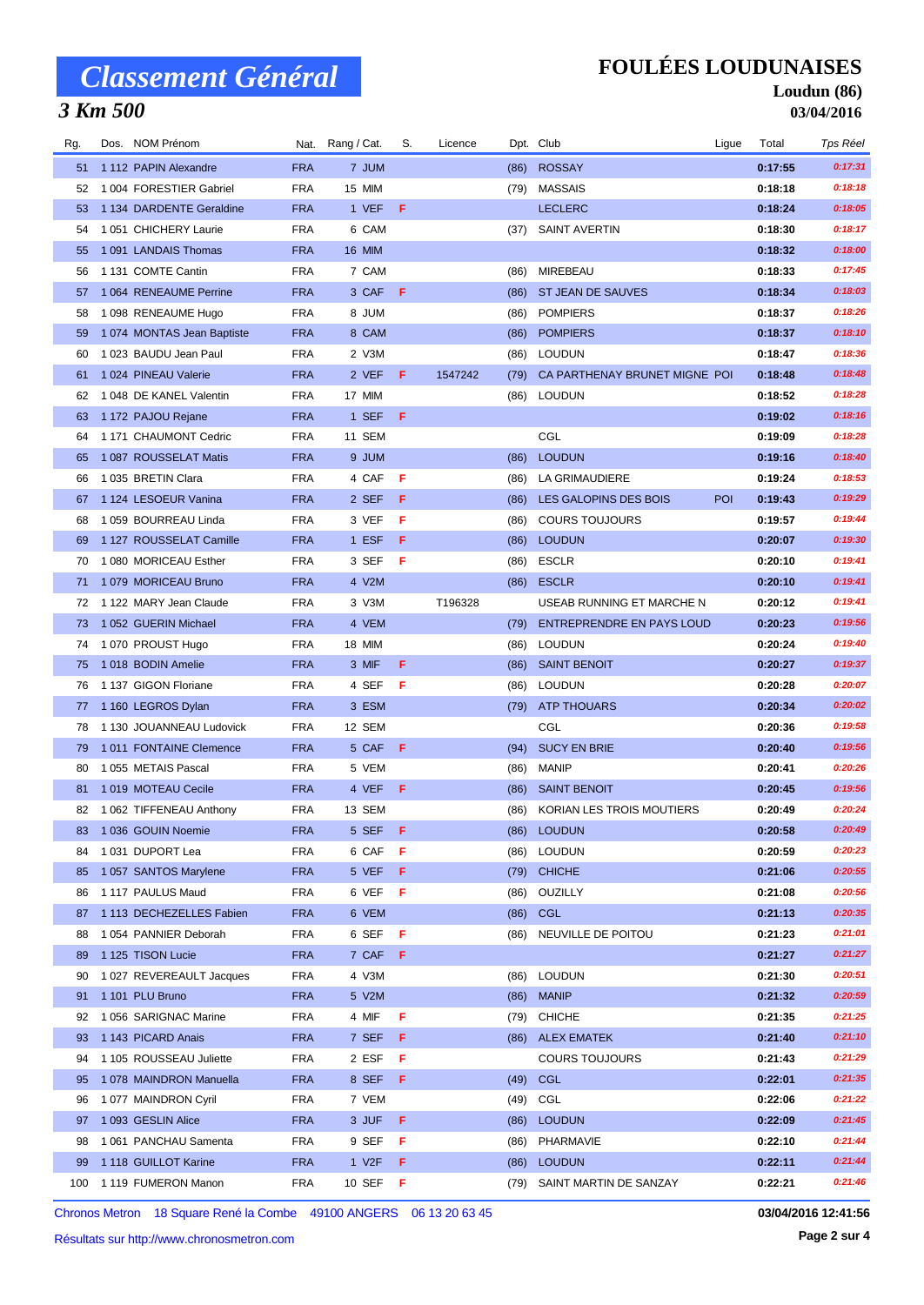# Classement Général

## 3 Km 500

**FOULÉES LOUDUNAISES**

**Loudun (86)**

**03/04/2016**

| Rg. | Dos. | NOM Prénom | Nat. | Rang / Cat. | S. | Licence | Dpt. | Club | Ligue | Total | Tps Réel |
|---|---|---|---|---|---|---|---|---|---|---|---|
| 51 | 1 112 | PAPIN Alexandre | FRA | 7 JUM | | | (86) | ROSSAY | | 0:17:55 | 0:17:31 |
| 52 | 1 004 | FORESTIER Gabriel | FRA | 15 MIM | | | (79) | MASSAIS | | 0:18:18 | 0:18:18 |
| 53 | 1 134 | DARDENTE Geraldine | FRA | 1 VEF | F | | | LECLERC | | 0:18:24 | 0:18:05 |
| 54 | 1 051 | CHICHERY Laurie | FRA | 6 CAM | | | (37) | SAINT AVERTIN | | 0:18:30 | 0:18:17 |
| 55 | 1 091 | LANDAIS Thomas | FRA | 16 MIM | | | | | | 0:18:32 | 0:18:00 |
| 56 | 1 131 | COMTE Cantin | FRA | 7 CAM | | | (86) | MIREBEAU | | 0:18:33 | 0:17:45 |
| 57 | 1 064 | RENEAUME Perrine | FRA | 3 CAF | F | | (86) | ST JEAN DE SAUVES | | 0:18:34 | 0:18:03 |
| 58 | 1 098 | RENEAUME Hugo | FRA | 8 JUM | | | (86) | POMPIERS | | 0:18:37 | 0:18:26 |
| 59 | 1 074 | MONTAS Jean Baptiste | FRA | 8 CAM | | | (86) | POMPIERS | | 0:18:37 | 0:18:10 |
| 60 | 1 023 | BAUDU Jean Paul | FRA | 2 V3M | | | (86) | LOUDUN | | 0:18:47 | 0:18:36 |
| 61 | 1 024 | PINEAU Valerie | FRA | 2 VEF | F | 1547242 | (79) | CA PARTHENAY BRUNET MIGNE | POI | 0:18:48 | 0:18:48 |
| 62 | 1 048 | DE KANEL Valentin | FRA | 17 MIM | | | (86) | LOUDUN | | 0:18:52 | 0:18:28 |
| 63 | 1 172 | PAJOU Rejane | FRA | 1 SEF | F | | | | | 0:19:02 | 0:18:16 |
| 64 | 1 171 | CHAUMONT Cedric | FRA | 11 SEM | | | | CGL | | 0:19:09 | 0:18:28 |
| 65 | 1 087 | ROUSSELAT Matis | FRA | 9 JUM | | | (86) | LOUDUN | | 0:19:16 | 0:18:40 |
| 66 | 1 035 | BRETIN Clara | FRA | 4 CAF | F | | (86) | LA GRIMAUDIERE | | 0:19:24 | 0:18:53 |
| 67 | 1 124 | LESOEUR Vanina | FRA | 2 SEF | F | | (86) | LES GALOPINS DES BOIS | POI | 0:19:43 | 0:19:29 |
| 68 | 1 059 | BOURREAU Linda | FRA | 3 VEF | F | | (86) | COURS TOUJOURS | | 0:19:57 | 0:19:44 |
| 69 | 1 127 | ROUSSELAT Camille | FRA | 1 ESF | F | | (86) | LOUDUN | | 0:20:07 | 0:19:30 |
| 70 | 1 080 | MORICEAU Esther | FRA | 3 SEF | F | | (86) | ESCLR | | 0:20:10 | 0:19:41 |
| 71 | 1 079 | MORICEAU Bruno | FRA | 4 V2M | | | (86) | ESCLR | | 0:20:10 | 0:19:41 |
| 72 | 1 122 | MARY Jean Claude | FRA | 3 V3M | | T196328 | | USEAB RUNNING ET MARCHE N | | 0:20:12 | 0:19:41 |
| 73 | 1 052 | GUERIN Michael | FRA | 4 VEM | | | (79) | ENTREPRENDRE EN PAYS LOUD | | 0:20:23 | 0:19:56 |
| 74 | 1 070 | PROUST Hugo | FRA | 18 MIM | | | (86) | LOUDUN | | 0:20:24 | 0:19:40 |
| 75 | 1 018 | BODIN Amelie | FRA | 3 MIF | F | | (86) | SAINT BENOIT | | 0:20:27 | 0:19:37 |
| 76 | 1 137 | GIGON Floriane | FRA | 4 SEF | F | | (86) | LOUDUN | | 0:20:28 | 0:20:07 |
| 77 | 1 160 | LEGROS Dylan | FRA | 3 ESM | | | (79) | ATP THOUARS | | 0:20:34 | 0:20:02 |
| 78 | 1 130 | JOUANNEAU Ludovick | FRA | 12 SEM | | | | CGL | | 0:20:36 | 0:19:58 |
| 79 | 1 011 | FONTAINE Clemence | FRA | 5 CAF | F | | (94) | SUCY EN BRIE | | 0:20:40 | 0:19:56 |
| 80 | 1 055 | METAIS Pascal | FRA | 5 VEM | | | (86) | MANIP | | 0:20:41 | 0:20:26 |
| 81 | 1 019 | MOTEAU Cecile | FRA | 4 VEF | F | | (86) | SAINT BENOIT | | 0:20:45 | 0:19:56 |
| 82 | 1 062 | TIFFENEAU Anthony | FRA | 13 SEM | | | (86) | KORIAN LES TROIS MOUTIERS | | 0:20:49 | 0:20:24 |
| 83 | 1 036 | GOUIN Noemie | FRA | 5 SEF | F | | (86) | LOUDUN | | 0:20:58 | 0:20:49 |
| 84 | 1 031 | DUPORT Lea | FRA | 6 CAF | F | | (86) | LOUDUN | | 0:20:59 | 0:20:23 |
| 85 | 1 057 | SANTOS Marylene | FRA | 5 VEF | F | | (79) | CHICHE | | 0:21:06 | 0:20:55 |
| 86 | 1 117 | PAULUS Maud | FRA | 6 VEF | F | | (86) | OUZILLY | | 0:21:08 | 0:20:56 |
| 87 | 1 113 | DECHEZELLES Fabien | FRA | 6 VEM | | | (86) | CGL | | 0:21:13 | 0:20:35 |
| 88 | 1 054 | PANNIER Deborah | FRA | 6 SEF | F | | (86) | NEUVILLE DE POITOU | | 0:21:23 | 0:21:01 |
| 89 | 1 125 | TISON Lucie | FRA | 7 CAF | F | | | | | 0:21:27 | 0:21:27 |
| 90 | 1 027 | REVEREAULT Jacques | FRA | 4 V3M | | | (86) | LOUDUN | | 0:21:30 | 0:20:51 |
| 91 | 1 101 | PLU Bruno | FRA | 5 V2M | | | (86) | MANIP | | 0:21:32 | 0:20:59 |
| 92 | 1 056 | SARIGNAC Marine | FRA | 4 MIF | F | | (79) | CHICHE | | 0:21:35 | 0:21:25 |
| 93 | 1 143 | PICARD Anais | FRA | 7 SEF | F | | (86) | ALEX EMATEK | | 0:21:40 | 0:21:10 |
| 94 | 1 105 | ROUSSEAU Juliette | FRA | 2 ESF | F | | | COURS TOUJOURS | | 0:21:43 | 0:21:29 |
| 95 | 1 078 | MAINDRON Manuella | FRA | 8 SEF | F | | (49) | CGL | | 0:22:01 | 0:21:35 |
| 96 | 1 077 | MAINDRON Cyril | FRA | 7 VEM | | | (49) | CGL | | 0:22:06 | 0:21:22 |
| 97 | 1 093 | GESLIN Alice | FRA | 3 JUF | F | | (86) | LOUDUN | | 0:22:09 | 0:21:45 |
| 98 | 1 061 | PANCHAU Samenta | FRA | 9 SEF | F | | (86) | PHARMAVIE | | 0:22:10 | 0:21:44 |
| 99 | 1 118 | GUILLOT Karine | FRA | 1 V2F | F | | (86) | LOUDUN | | 0:22:11 | 0:21:44 |
| 100 | 1 119 | FUMERON Manon | FRA | 10 SEF | F | | (79) | SAINT MARTIN DE SANZAY | | 0:22:21 | 0:21:46 |

Chronos Metron 18 Square René la Combe 49100 ANGERS 06 13 20 63 45

Résultats sur http://www.chronosmetron.com

**03/04/2016 12:41:56**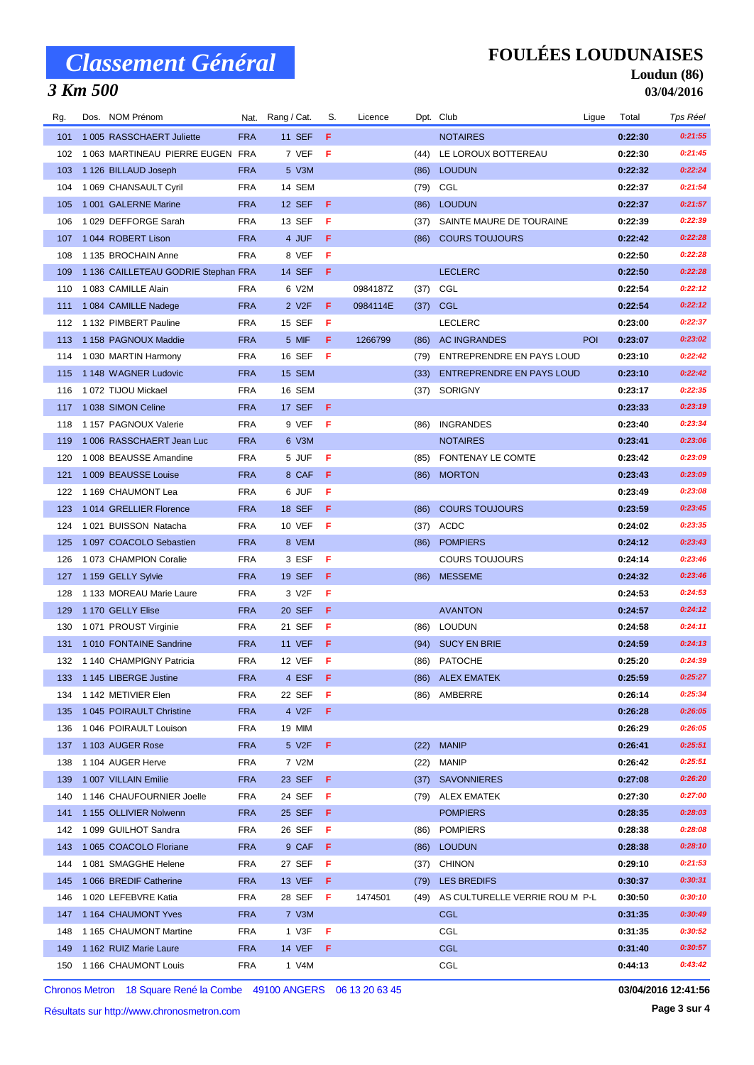# Classement Général

## 3 Km 500

**FOULÉES LOUDUNAISES**

**Loudun (86)**

**03/04/2016**

| Rg. | Dos. | NOM Prénom | Nat. | Rang / Cat. | S. | Licence | Dpt. | Club | Ligue | Total | Tps Réel |
|---|---|---|---|---|---|---|---|---|---|---|---|
| 101 | 1 005 | RASSCHAERT Juliette | FRA | 11 SEF | F | | | NOTAIRES | | 0:22:30 | 0:21:55 |
| 102 | 1 063 | MARTINEAU PIERRE EUGEN | FRA | 7 VEF | F | | (44) | LE LOROUX BOTTEREAU | | 0:22:30 | 0:21:45 |
| 103 | 1 126 | BILLAUD Joseph | FRA | 5 V3M | | | (86) | LOUDUN | | 0:22:32 | 0:22:24 |
| 104 | 1 069 | CHANSAULT Cyril | FRA | 14 SEM | | | (79) | CGL | | 0:22:37 | 0:21:54 |
| 105 | 1 001 | GALERNE Marine | FRA | 12 SEF | F | | (86) | LOUDUN | | 0:22:37 | 0:21:57 |
| 106 | 1 029 | DEFFORGE Sarah | FRA | 13 SEF | F | | (37) | SAINTE MAURE DE TOURAINE | | 0:22:39 | 0:22:39 |
| 107 | 1 044 | ROBERT Lison | FRA | 4 JUF | F | | (86) | COURS TOUJOURS | | 0:22:42 | 0:22:28 |
| 108 | 1 135 | BROCHAIN Anne | FRA | 8 VEF | F | | | | | 0:22:50 | 0:22:28 |
| 109 | 1 136 | CAILLETEAU GODRIE Stephan | FRA | 14 SEF | F | | | LECLERC | | 0:22:50 | 0:22:28 |
| 110 | 1 083 | CAMILLE Alain | FRA | 6 V2M | | 0984187Z | (37) | CGL | | 0:22:54 | 0:22:12 |
| 111 | 1 084 | CAMILLE Nadege | FRA | 2 V2F | F | 0984114E | (37) | CGL | | 0:22:54 | 0:22:12 |
| 112 | 1 132 | PIMBERT Pauline | FRA | 15 SEF | F | | | LECLERC | | 0:23:00 | 0:22:37 |
| 113 | 1 158 | PAGNOUX Maddie | FRA | 5 MIF | F | 1266799 | (86) | AC INGRANDES | POI | 0:23:07 | 0:23:02 |
| 114 | 1 030 | MARTIN Harmony | FRA | 16 SEF | F | | (79) | ENTREPRENDRE EN PAYS LOUD | | 0:23:10 | 0:22:42 |
| 115 | 1 148 | WAGNER Ludovic | FRA | 15 SEM | | | (33) | ENTREPRENDRE EN PAYS LOUD | | 0:23:10 | 0:22:42 |
| 116 | 1 072 | TIJOU Mickael | FRA | 16 SEM | | | (37) | SORIGNY | | 0:23:17 | 0:22:35 |
| 117 | 1 038 | SIMON Celine | FRA | 17 SEF | F | | | | | 0:23:33 | 0:23:19 |
| 118 | 1 157 | PAGNOUX Valerie | FRA | 9 VEF | F | | (86) | INGRANDES | | 0:23:40 | 0:23:34 |
| 119 | 1 006 | RASSCHAERT Jean Luc | FRA | 6 V3M | | | | NOTAIRES | | 0:23:41 | 0:23:06 |
| 120 | 1 008 | BEAUSSE Amandine | FRA | 5 JUF | F | | (85) | FONTENAY LE COMTE | | 0:23:42 | 0:23:09 |
| 121 | 1 009 | BEAUSSE Louise | FRA | 8 CAF | F | | (86) | MORTON | | 0:23:43 | 0:23:09 |
| 122 | 1 169 | CHAUMONT Lea | FRA | 6 JUF | F | | | | | 0:23:49 | 0:23:08 |
| 123 | 1 014 | GRELLIER Florence | FRA | 18 SEF | F | | (86) | COURS TOUJOURS | | 0:23:59 | 0:23:45 |
| 124 | 1 021 | BUISSON Natacha | FRA | 10 VEF | F | | (37) | ACDC | | 0:24:02 | 0:23:35 |
| 125 | 1 097 | COACOLO Sebastien | FRA | 8 VEM | | | (86) | POMPIERS | | 0:24:12 | 0:23:43 |
| 126 | 1 073 | CHAMPION Coralie | FRA | 3 ESF | F | | | COURS TOUJOURS | | 0:24:14 | 0:23:46 |
| 127 | 1 159 | GELLY Sylvie | FRA | 19 SEF | F | | (86) | MESSEME | | 0:24:32 | 0:23:46 |
| 128 | 1 133 | MOREAU Marie Laure | FRA | 3 V2F | F | | | | | 0:24:53 | 0:24:53 |
| 129 | 1 170 | GELLY Elise | FRA | 20 SEF | F | | | AVANTON | | 0:24:57 | 0:24:12 |
| 130 | 1 071 | PROUST Virginie | FRA | 21 SEF | F | | (86) | LOUDUN | | 0:24:58 | 0:24:11 |
| 131 | 1 010 | FONTAINE Sandrine | FRA | 11 VEF | F | | (94) | SUCY EN BRIE | | 0:24:59 | 0:24:13 |
| 132 | 1 140 | CHAMPIGNY Patricia | FRA | 12 VEF | F | | (86) | PATOCHE | | 0:25:20 | 0:24:39 |
| 133 | 1 145 | LIBERGE Justine | FRA | 4 ESF | F | | (86) | ALEX EMATEK | | 0:25:59 | 0:25:27 |
| 134 | 1 142 | METIVIER Elen | FRA | 22 SEF | F | | (86) | AMBERRE | | 0:26:14 | 0:25:34 |
| 135 | 1 045 | POIRAULT Christine | FRA | 4 V2F | F | | | | | 0:26:28 | 0:26:05 |
| 136 | 1 046 | POIRAULT Louison | FRA | 19 MIM | | | | | | 0:26:29 | 0:26:05 |
| 137 | 1 103 | AUGER Rose | FRA | 5 V2F | F | | (22) | MANIP | | 0:26:41 | 0:25:51 |
| 138 | 1 104 | AUGER Herve | FRA | 7 V2M | | | (22) | MANIP | | 0:26:42 | 0:25:51 |
| 139 | 1 007 | VILLAIN Emilie | FRA | 23 SEF | F | | (37) | SAVONNIERES | | 0:27:08 | 0:26:20 |
| 140 | 1 146 | CHAUFOURNIER Joelle | FRA | 24 SEF | F | | (79) | ALEX EMATEK | | 0:27:30 | 0:27:00 |
| 141 | 1 155 | OLLIVIER Nolwenn | FRA | 25 SEF | F | | | POMPIERS | | 0:28:35 | 0:28:03 |
| 142 | 1 099 | GUILHOT Sandra | FRA | 26 SEF | F | | (86) | POMPIERS | | 0:28:38 | 0:28:08 |
| 143 | 1 065 | COACOLO Floriane | FRA | 9 CAF | F | | (86) | LOUDUN | | 0:28:38 | 0:28:10 |
| 144 | 1 081 | SMAGGHE Helene | FRA | 27 SEF | F | | (37) | CHINON | | 0:29:10 | 0:21:53 |
| 145 | 1 066 | BREDIF Catherine | FRA | 13 VEF | F | | (79) | LES BREDIFS | | 0:30:37 | 0:30:31 |
| 146 | 1 020 | LEFEBVRE Katia | FRA | 28 SEF | F | 1474501 | (49) | AS CULTURELLE VERRIE ROU M | P-L | 0:30:50 | 0:30:10 |
| 147 | 1 164 | CHAUMONT Yves | FRA | 7 V3M | | | | CGL | | 0:31:35 | 0:30:49 |
| 148 | 1 165 | CHAUMONT Martine | FRA | 1 V3F | F | | | CGL | | 0:31:35 | 0:30:52 |
| 149 | 1 162 | RUIZ Marie Laure | FRA | 14 VEF | F | | | CGL | | 0:31:40 | 0:30:57 |
| 150 | 1 166 | CHAUMONT Louis | FRA | 1 V4M | | | | CGL | | 0:44:13 | 0:43:42 |

Chronos Metron 18 Square René la Combe 49100 ANGERS 06 13 20 63 45

Résultats sur http://www.chronosmetron.com

03/04/2016 12:41:56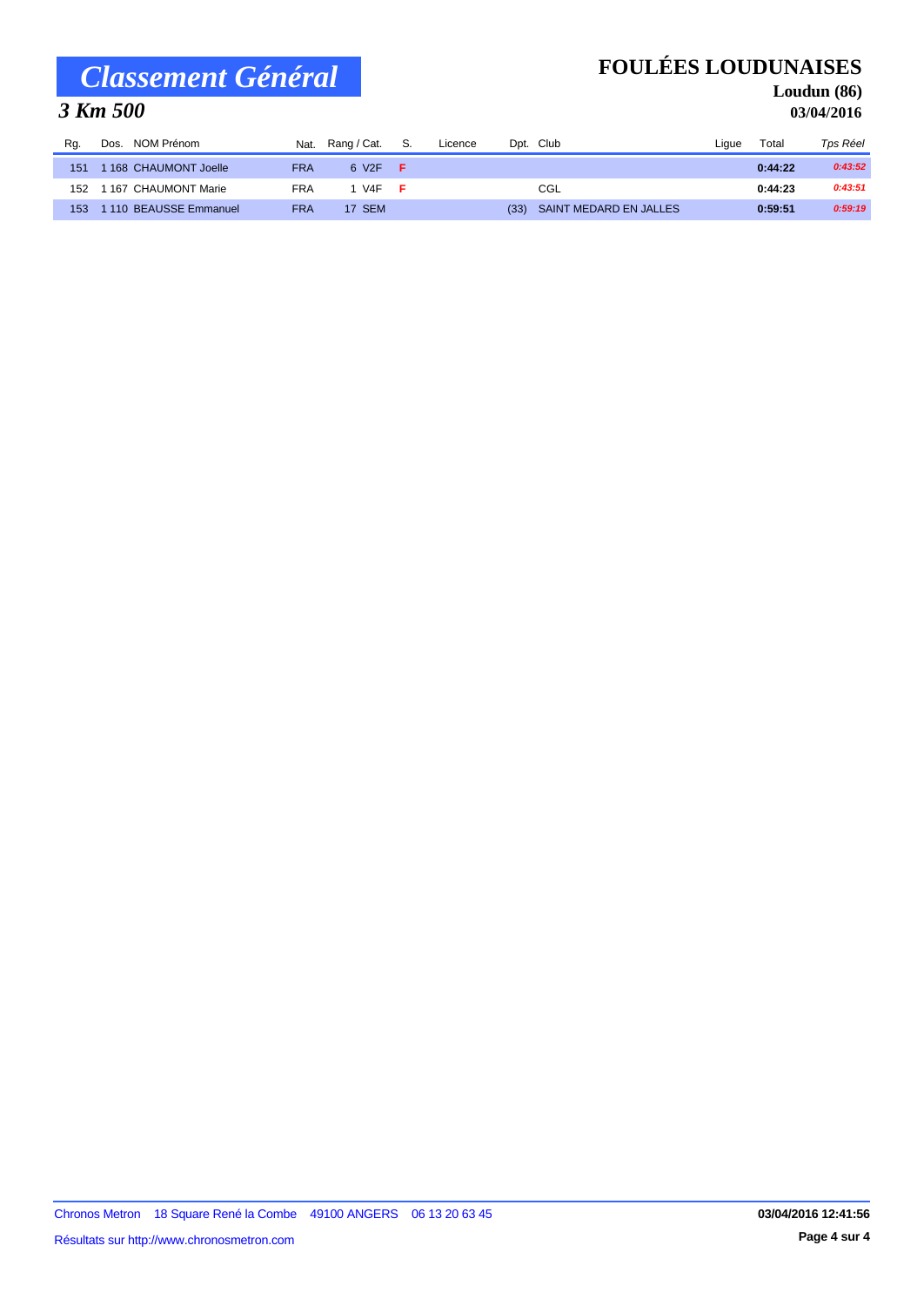# Classement Général

## 3 Km 500

# FOULÉES LOUDUNAISES

**Loudun (86)**

**03/04/2016**

| Rg. | Dos. | NOM Prénom | Nat. | Rang / Cat. | S. | Licence | Dpt. | Club | Ligue | Total | Tps Réel |
|---|---|---|---|---|---|---|---|---|---|---|---|
| 151 | 1 168 | CHAUMONT Joelle | FRA | 6 V2F | F | | | | | **0:44:22** | *0:43:52* |
| 152 | 1 167 | CHAUMONT Marie | FRA | 1 V4F | F | | | CGL | | **0:44:23** | *0:43:51* |
| 153 | 1 110 | BEAUSSE Emmanuel | FRA | 17 SEM | | | (33) | SAINT MEDARD EN JALLES | | **0:59:51** | *0:59:19* |

Chronos Metron 18 Square René la Combe 49100 ANGERS 06 13 20 63 45

Résultats sur http://www.chronosmetron.com

**03/04/2016 12:41:56**